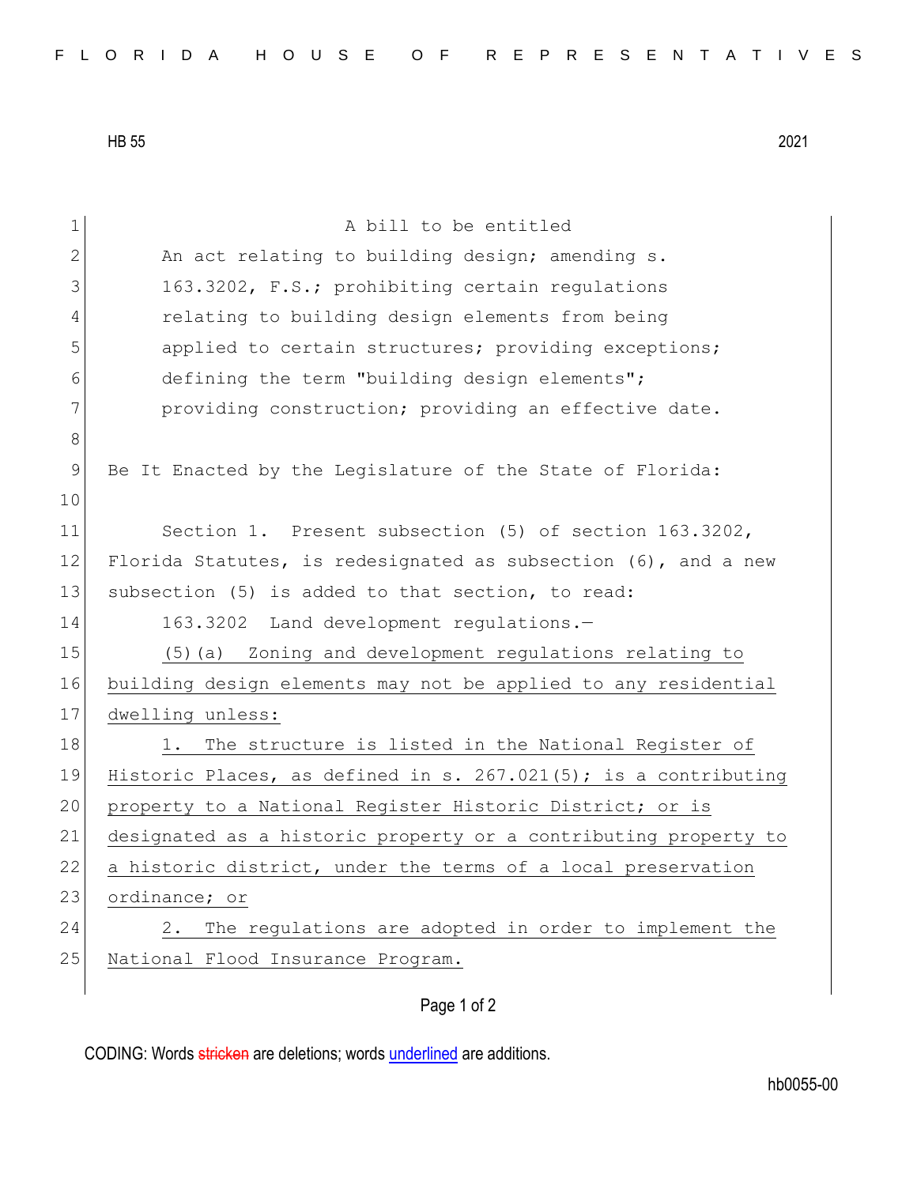HB 55 2021

A bill to be entitled

An act relating to building design; amending s. 163.3202, F.S.; prohibiting certain regulations relating to building design elements from being applied to certain structures; providing exceptions; defining the term "building design elements"; providing construction; providing an effective date.

Be It Enacted by the Legislature of the State of Florida:

Section 1. Present subsection (5) of section 163.3202, Florida Statutes, is redesignated as subsection (6), and a new subsection (5) is added to that section, to read:

163.3202 Land development regulations.—

(5)(a) Zoning and development regulations relating to building design elements may not be applied to any residential dwelling unless:

1. The structure is listed in the National Register of Historic Places, as defined in s. 267.021(5); is a contributing property to a National Register Historic District; or is designated as a historic property or a contributing property to a historic district, under the terms of a local preservation ordinance; or

2. The regulations are adopted in order to implement the National Flood Insurance Program.

CODING: Words stricken are deletions; words underlined are additions.

hb0055-00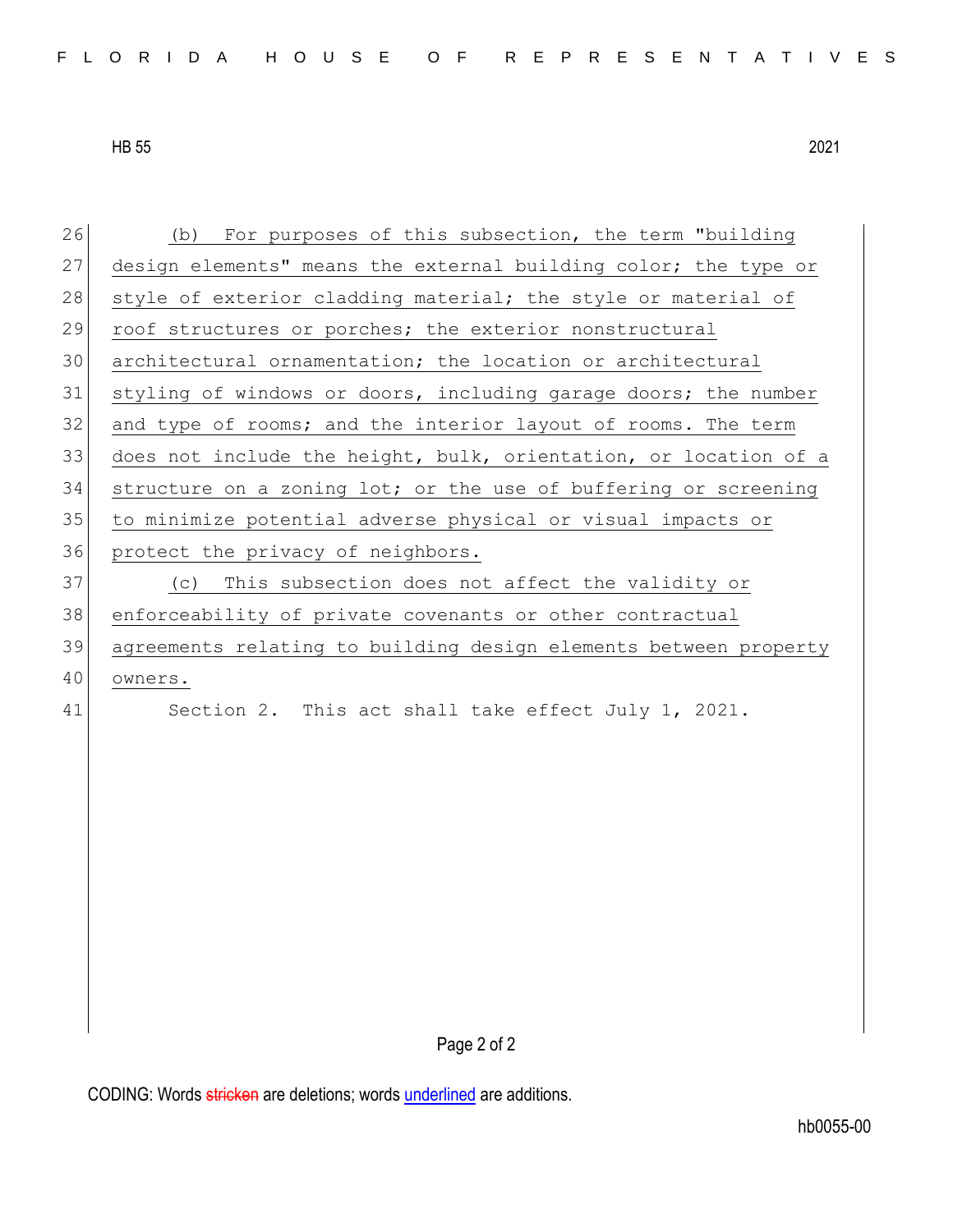(b) For purposes of this subsection, the term "building design elements" means the external building color; the type or style of exterior cladding material; the style or material of roof structures or porches; the exterior nonstructural architectural ornamentation; the location or architectural styling of windows or doors, including garage doors; the number and type of rooms; and the interior layout of rooms. The term does not include the height, bulk, orientation, or location of a structure on a zoning lot; or the use of buffering or screening to minimize potential adverse physical or visual impacts or protect the privacy of neighbors.

(c) This subsection does not affect the validity or enforceability of private covenants or other contractual agreements relating to building design elements between property owners.

Section 2. This act shall take effect July 1, 2021.

CODING: Words stricken are deletions; words underlined are additions.